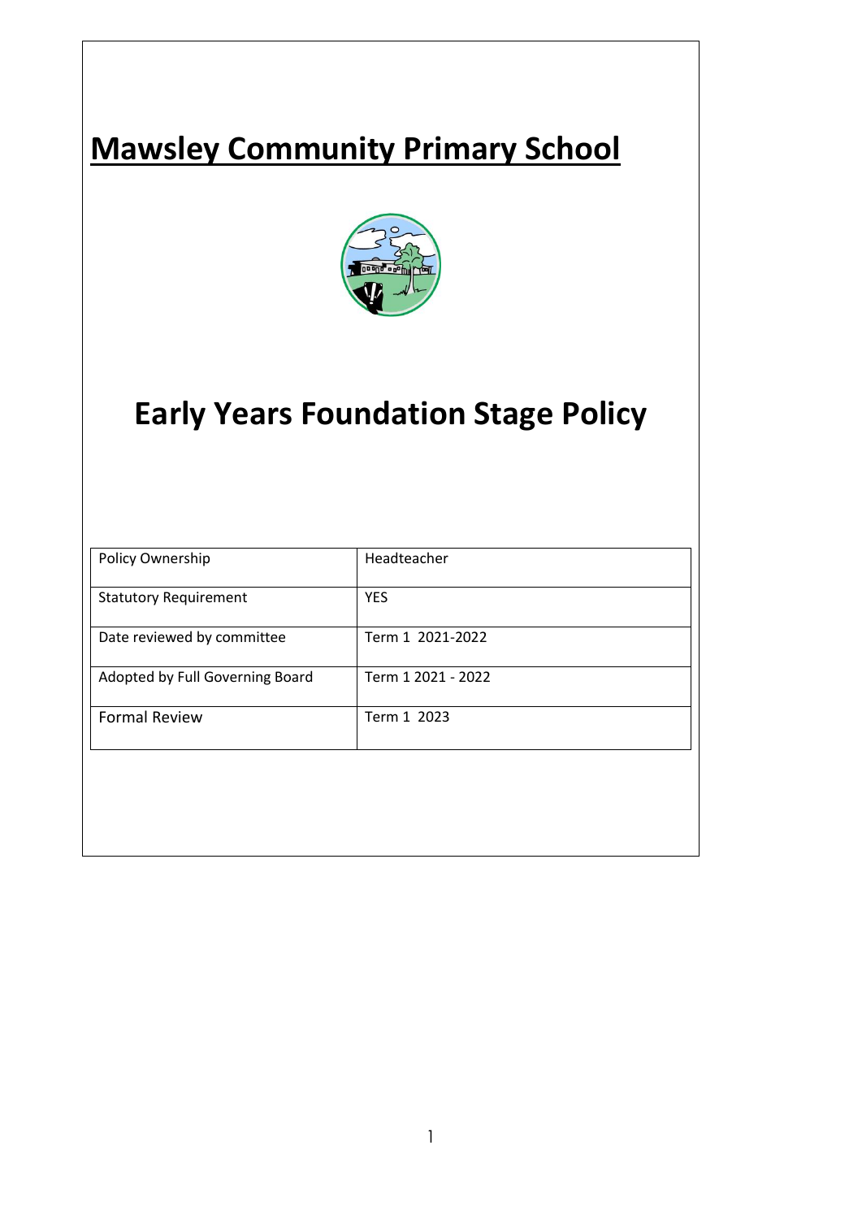# Mawsley Community Primary School

# Early Years Foundation Stage Policy

| Policy Ownership | Headteacher |
|---|---|
| Statutory Requirement | YES |
| Date reviewed by committee | Term 1 2021-2022 |
| Adopted by Full Governing Board | Term 1 2021 - 2022 |
| Formal Review | Term 1 2023 |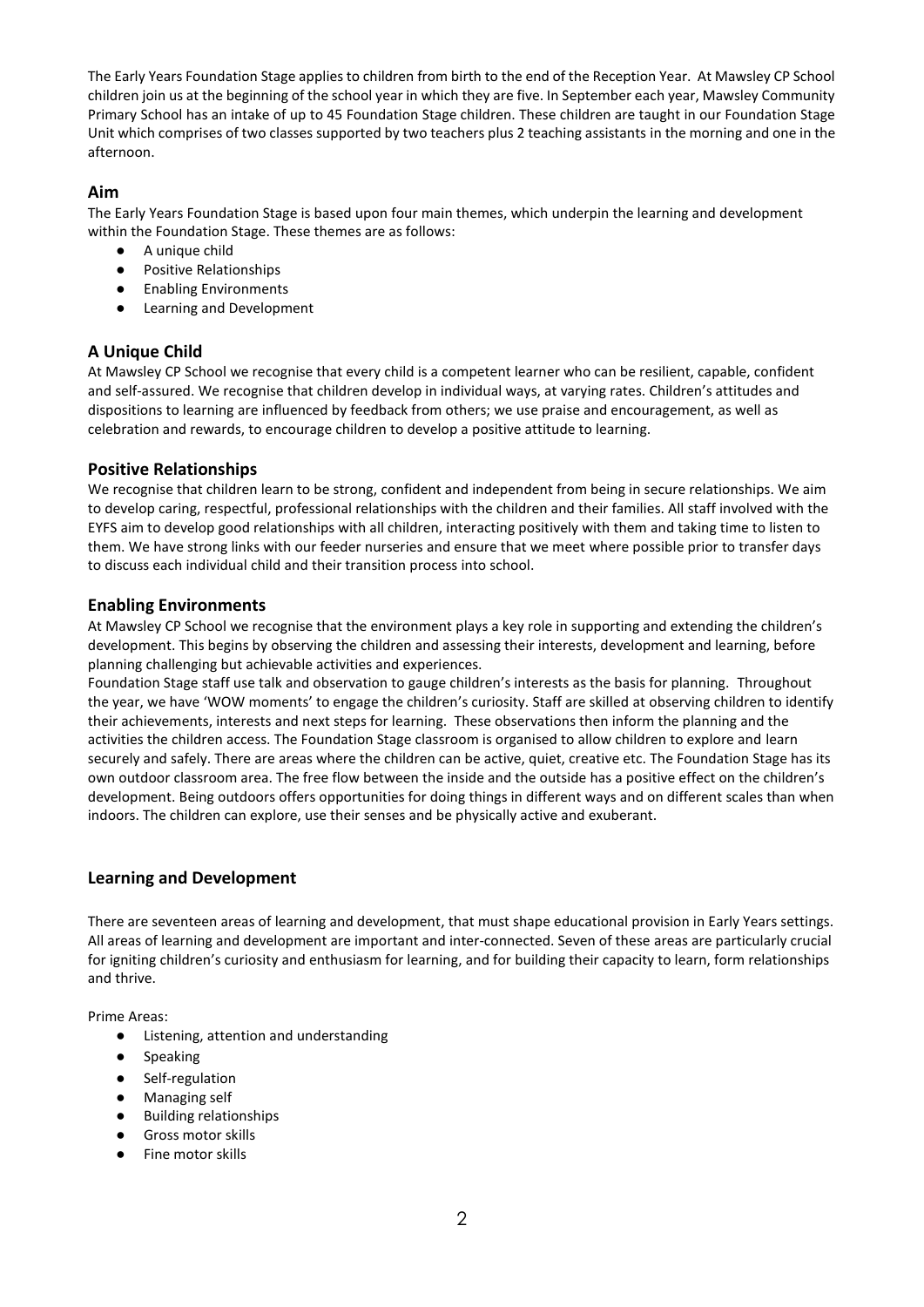The Early Years Foundation Stage applies to children from birth to the end of the Reception Year. At Mawsley CP School children join us at the beginning of the school year in which they are five. In September each year, Mawsley Community Primary School has an intake of up to 45 Foundation Stage children. These children are taught in our Foundation Stage Unit which comprises of two classes supported by two teachers plus 2 teaching assistants in the morning and one in the afternoon.

## Aim

The Early Years Foundation Stage is based upon four main themes, which underpin the learning and development within the Foundation Stage. These themes are as follows:

- A unique child
- Positive Relationships
- Enabling Environments
- Learning and Development

## A Unique Child

At Mawsley CP School we recognise that every child is a competent learner who can be resilient, capable, confident and self-assured. We recognise that children develop in individual ways, at varying rates. Children's attitudes and dispositions to learning are influenced by feedback from others; we use praise and encouragement, as well as celebration and rewards, to encourage children to develop a positive attitude to learning.

## Positive Relationships

We recognise that children learn to be strong, confident and independent from being in secure relationships. We aim to develop caring, respectful, professional relationships with the children and their families. All staff involved with the EYFS aim to develop good relationships with all children, interacting positively with them and taking time to listen to them. We have strong links with our feeder nurseries and ensure that we meet where possible prior to transfer days to discuss each individual child and their transition process into school.

## Enabling Environments

At Mawsley CP School we recognise that the environment plays a key role in supporting and extending the children's development. This begins by observing the children and assessing their interests, development and learning, before planning challenging but achievable activities and experiences.

Foundation Stage staff use talk and observation to gauge children's interests as the basis for planning. Throughout the year, we have 'WOW moments' to engage the children's curiosity. Staff are skilled at observing children to identify their achievements, interests and next steps for learning. These observations then inform the planning and the activities the children access. The Foundation Stage classroom is organised to allow children to explore and learn securely and safely. There are areas where the children can be active, quiet, creative etc. The Foundation Stage has its own outdoor classroom area. The free flow between the inside and the outside has a positive effect on the children's development. Being outdoors offers opportunities for doing things in different ways and on different scales than when indoors. The children can explore, use their senses and be physically active and exuberant.

## Learning and Development

There are seventeen areas of learning and development, that must shape educational provision in Early Years settings. All areas of learning and development are important and inter-connected. Seven of these areas are particularly crucial for igniting children's curiosity and enthusiasm for learning, and for building their capacity to learn, form relationships and thrive.

Prime Areas:

- Listening, attention and understanding
- Speaking
- Self-regulation
- Managing self
- Building relationships
- Gross motor skills
- Fine motor skills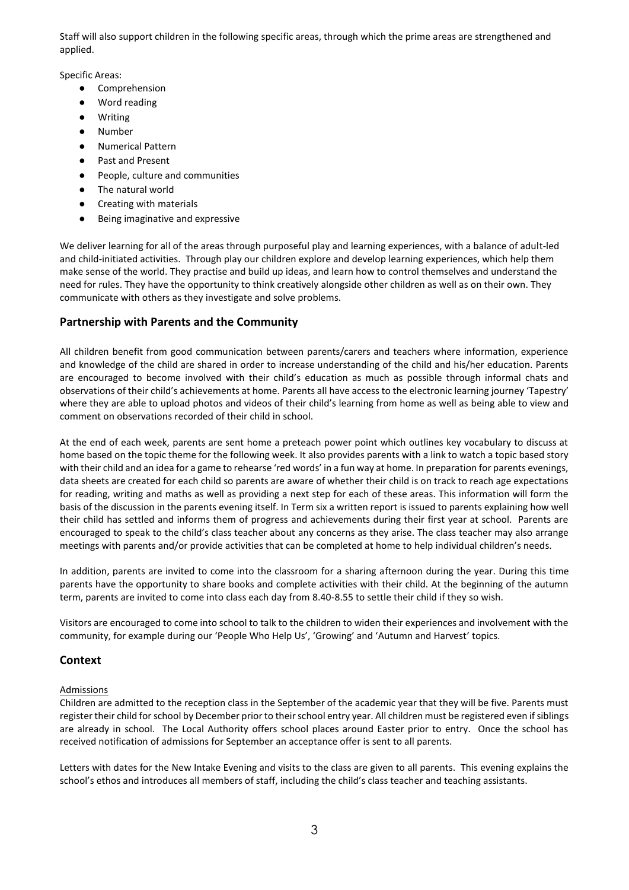Staff will also support children in the following specific areas, through which the prime areas are strengthened and applied.

Specific Areas:

- Comprehension
- Word reading
- Writing
- Number
- Numerical Pattern
- Past and Present
- People, culture and communities
- The natural world
- Creating with materials
- Being imaginative and expressive

We deliver learning for all of the areas through purposeful play and learning experiences, with a balance of adult-led and child-initiated activities. Through play our children explore and develop learning experiences, which help them make sense of the world. They practise and build up ideas, and learn how to control themselves and understand the need for rules. They have the opportunity to think creatively alongside other children as well as on their own. They communicate with others as they investigate and solve problems.

## Partnership with Parents and the Community

All children benefit from good communication between parents/carers and teachers where information, experience and knowledge of the child are shared in order to increase understanding of the child and his/her education. Parents are encouraged to become involved with their child's education as much as possible through informal chats and observations of their child's achievements at home. Parents all have access to the electronic learning journey 'Tapestry' where they are able to upload photos and videos of their child's learning from home as well as being able to view and comment on observations recorded of their child in school.

At the end of each week, parents are sent home a preteach power point which outlines key vocabulary to discuss at home based on the topic theme for the following week. It also provides parents with a link to watch a topic based story with their child and an idea for a game to rehearse 'red words' in a fun way at home. In preparation for parents evenings, data sheets are created for each child so parents are aware of whether their child is on track to reach age expectations for reading, writing and maths as well as providing a next step for each of these areas. This information will form the basis of the discussion in the parents evening itself. In Term six a written report is issued to parents explaining how well their child has settled and informs them of progress and achievements during their first year at school. Parents are encouraged to speak to the child's class teacher about any concerns as they arise. The class teacher may also arrange meetings with parents and/or provide activities that can be completed at home to help individual children's needs.

In addition, parents are invited to come into the classroom for a sharing afternoon during the year. During this time parents have the opportunity to share books and complete activities with their child. At the beginning of the autumn term, parents are invited to come into class each day from 8.40-8.55 to settle their child if they so wish.

Visitors are encouraged to come into school to talk to the children to widen their experiences and involvement with the community, for example during our 'People Who Help Us', 'Growing' and 'Autumn and Harvest' topics.

## Context

Admissions

Children are admitted to the reception class in the September of the academic year that they will be five. Parents must register their child for school by December prior to their school entry year. All children must be registered even if siblings are already in school. The Local Authority offers school places around Easter prior to entry. Once the school has received notification of admissions for September an acceptance offer is sent to all parents.

Letters with dates for the New Intake Evening and visits to the class are given to all parents. This evening explains the school's ethos and introduces all members of staff, including the child's class teacher and teaching assistants.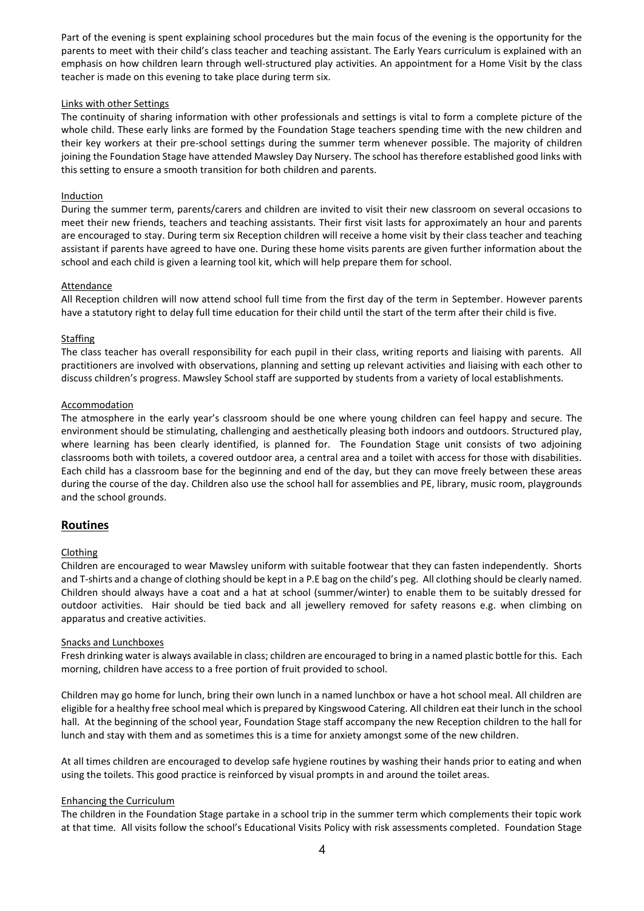Part of the evening is spent explaining school procedures but the main focus of the evening is the opportunity for the parents to meet with their child's class teacher and teaching assistant. The Early Years curriculum is explained with an emphasis on how children learn through well-structured play activities. An appointment for a Home Visit by the class teacher is made on this evening to take place during term six.

Links with other Settings

The continuity of sharing information with other professionals and settings is vital to form a complete picture of the whole child. These early links are formed by the Foundation Stage teachers spending time with the new children and their key workers at their pre-school settings during the summer term whenever possible. The majority of children joining the Foundation Stage have attended Mawsley Day Nursery. The school has therefore established good links with this setting to ensure a smooth transition for both children and parents.

Induction

During the summer term, parents/carers and children are invited to visit their new classroom on several occasions to meet their new friends, teachers and teaching assistants. Their first visit lasts for approximately an hour and parents are encouraged to stay. During term six Reception children will receive a home visit by their class teacher and teaching assistant if parents have agreed to have one. During these home visits parents are given further information about the school and each child is given a learning tool kit, which will help prepare them for school.

Attendance

All Reception children will now attend school full time from the first day of the term in September. However parents have a statutory right to delay full time education for their child until the start of the term after their child is five.

Staffing

The class teacher has overall responsibility for each pupil in their class, writing reports and liaising with parents. All practitioners are involved with observations, planning and setting up relevant activities and liaising with each other to discuss children's progress. Mawsley School staff are supported by students from a variety of local establishments.

Accommodation

The atmosphere in the early year's classroom should be one where young children can feel happy and secure. The environment should be stimulating, challenging and aesthetically pleasing both indoors and outdoors. Structured play, where learning has been clearly identified, is planned for. The Foundation Stage unit consists of two adjoining classrooms both with toilets, a covered outdoor area, a central area and a toilet with access for those with disabilities. Each child has a classroom base for the beginning and end of the day, but they can move freely between these areas during the course of the day. Children also use the school hall for assemblies and PE, library, music room, playgrounds and the school grounds.

## Routines

Clothing

Children are encouraged to wear Mawsley uniform with suitable footwear that they can fasten independently. Shorts and T-shirts and a change of clothing should be kept in a P.E bag on the child's peg. All clothing should be clearly named. Children should always have a coat and a hat at school (summer/winter) to enable them to be suitably dressed for outdoor activities. Hair should be tied back and all jewellery removed for safety reasons e.g. when climbing on apparatus and creative activities.

Snacks and Lunchboxes

Fresh drinking water is always available in class; children are encouraged to bring in a named plastic bottle for this. Each morning, children have access to a free portion of fruit provided to school.

Children may go home for lunch, bring their own lunch in a named lunchbox or have a hot school meal. All children are eligible for a healthy free school meal which is prepared by Kingswood Catering. All children eat their lunch in the school hall. At the beginning of the school year, Foundation Stage staff accompany the new Reception children to the hall for lunch and stay with them and as sometimes this is a time for anxiety amongst some of the new children.

At all times children are encouraged to develop safe hygiene routines by washing their hands prior to eating and when using the toilets. This good practice is reinforced by visual prompts in and around the toilet areas.

Enhancing the Curriculum

The children in the Foundation Stage partake in a school trip in the summer term which complements their topic work at that time. All visits follow the school's Educational Visits Policy with risk assessments completed. Foundation Stage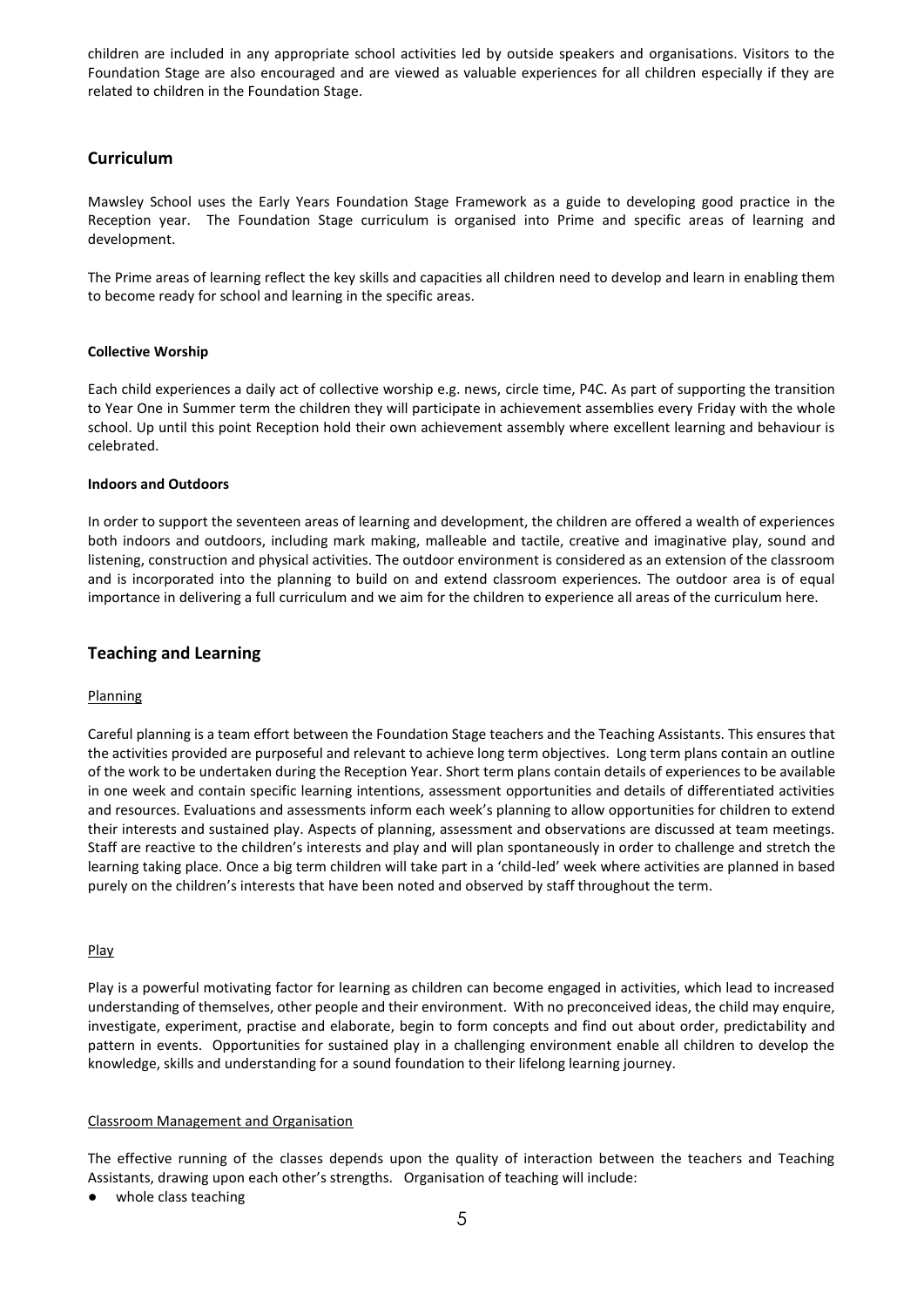children are included in any appropriate school activities led by outside speakers and organisations. Visitors to the Foundation Stage are also encouraged and are viewed as valuable experiences for all children especially if they are related to children in the Foundation Stage.

## Curriculum

Mawsley School uses the Early Years Foundation Stage Framework as a guide to developing good practice in the Reception year. The Foundation Stage curriculum is organised into Prime and specific areas of learning and development.

The Prime areas of learning reflect the key skills and capacities all children need to develop and learn in enabling them to become ready for school and learning in the specific areas.

### Collective Worship

Each child experiences a daily act of collective worship e.g. news, circle time, P4C. As part of supporting the transition to Year One in Summer term the children they will participate in achievement assemblies every Friday with the whole school. Up until this point Reception hold their own achievement assembly where excellent learning and behaviour is celebrated.

### Indoors and Outdoors

In order to support the seventeen areas of learning and development, the children are offered a wealth of experiences both indoors and outdoors, including mark making, malleable and tactile, creative and imaginative play, sound and listening, construction and physical activities. The outdoor environment is considered as an extension of the classroom and is incorporated into the planning to build on and extend classroom experiences. The outdoor area is of equal importance in delivering a full curriculum and we aim for the children to experience all areas of the curriculum here.

## Teaching and Learning

### Planning

Careful planning is a team effort between the Foundation Stage teachers and the Teaching Assistants. This ensures that the activities provided are purposeful and relevant to achieve long term objectives. Long term plans contain an outline of the work to be undertaken during the Reception Year. Short term plans contain details of experiences to be available in one week and contain specific learning intentions, assessment opportunities and details of differentiated activities and resources. Evaluations and assessments inform each week's planning to allow opportunities for children to extend their interests and sustained play. Aspects of planning, assessment and observations are discussed at team meetings. Staff are reactive to the children's interests and play and will plan spontaneously in order to challenge and stretch the learning taking place. Once a big term children will take part in a 'child-led' week where activities are planned in based purely on the children's interests that have been noted and observed by staff throughout the term.

### Play

Play is a powerful motivating factor for learning as children can become engaged in activities, which lead to increased understanding of themselves, other people and their environment. With no preconceived ideas, the child may enquire, investigate, experiment, practise and elaborate, begin to form concepts and find out about order, predictability and pattern in events. Opportunities for sustained play in a challenging environment enable all children to develop the knowledge, skills and understanding for a sound foundation to their lifelong learning journey.

### Classroom Management and Organisation

The effective running of the classes depends upon the quality of interaction between the teachers and Teaching Assistants, drawing upon each other's strengths. Organisation of teaching will include:

- whole class teaching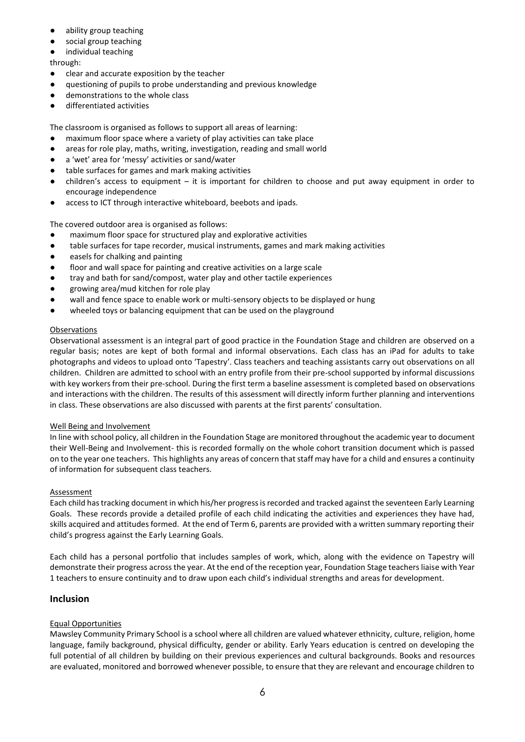- ability group teaching
- social group teaching
- individual teaching

through:

- clear and accurate exposition by the teacher
- questioning of pupils to probe understanding and previous knowledge
- demonstrations to the whole class
- differentiated activities

The classroom is organised as follows to support all areas of learning:

- maximum floor space where a variety of play activities can take place
- areas for role play, maths, writing, investigation, reading and small world
- a 'wet' area for 'messy' activities or sand/water
- table surfaces for games and mark making activities
- children's access to equipment – it is important for children to choose and put away equipment in order to encourage independence
- access to ICT through interactive whiteboard, beebots and ipads.

The covered outdoor area is organised as follows:

- maximum floor space for structured play and explorative activities
- table surfaces for tape recorder, musical instruments, games and mark making activities
- easels for chalking and painting
- floor and wall space for painting and creative activities on a large scale
- tray and bath for sand/compost, water play and other tactile experiences
- growing area/mud kitchen for role play
- wall and fence space to enable work or multi-sensory objects to be displayed or hung
- wheeled toys or balancing equipment that can be used on the playground

Observations

Observational assessment is an integral part of good practice in the Foundation Stage and children are observed on a regular basis; notes are kept of both formal and informal observations. Each class has an iPad for adults to take photographs and videos to upload onto 'Tapestry'. Class teachers and teaching assistants carry out observations on all children. Children are admitted to school with an entry profile from their pre-school supported by informal discussions with key workers from their pre-school. During the first term a baseline assessment is completed based on observations and interactions with the children. The results of this assessment will directly inform further planning and interventions in class. These observations are also discussed with parents at the first parents' consultation.

Well Being and Involvement

In line with school policy, all children in the Foundation Stage are monitored throughout the academic year to document their Well-Being and Involvement- this is recorded formally on the whole cohort transition document which is passed on to the year one teachers. This highlights any areas of concern that staff may have for a child and ensures a continuity of information for subsequent class teachers.

Assessment

Each child has tracking document in which his/her progress is recorded and tracked against the seventeen Early Learning Goals. These records provide a detailed profile of each child indicating the activities and experiences they have had, skills acquired and attitudes formed. At the end of Term 6, parents are provided with a written summary reporting their child's progress against the Early Learning Goals.

Each child has a personal portfolio that includes samples of work, which, along with the evidence on Tapestry will demonstrate their progress across the year. At the end of the reception year, Foundation Stage teachers liaise with Year 1 teachers to ensure continuity and to draw upon each child's individual strengths and areas for development.

## Inclusion

Equal Opportunities

Mawsley Community Primary School is a school where all children are valued whatever ethnicity, culture, religion, home language, family background, physical difficulty, gender or ability. Early Years education is centred on developing the full potential of all children by building on their previous experiences and cultural backgrounds. Books and resources are evaluated, monitored and borrowed whenever possible, to ensure that they are relevant and encourage children to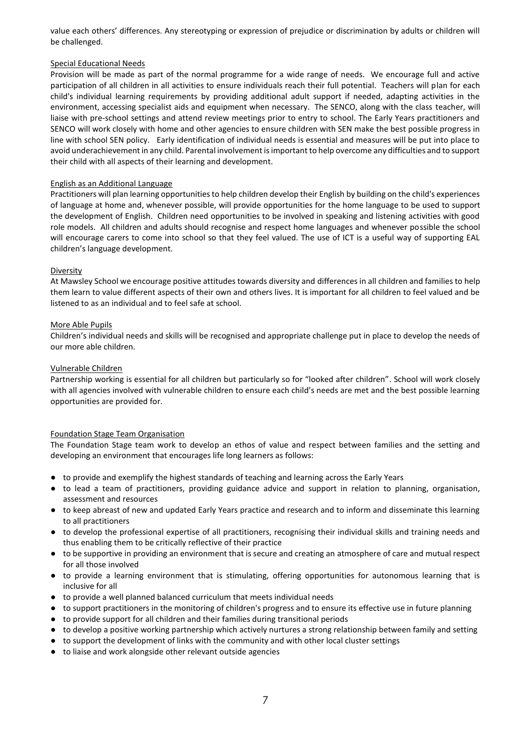value each others' differences. Any stereotyping or expression of prejudice or discrimination by adults or children will be challenged.

### Special Educational Needs

Provision will be made as part of the normal programme for a wide range of needs. We encourage full and active participation of all children in all activities to ensure individuals reach their full potential. Teachers will plan for each child's individual learning requirements by providing additional adult support if needed, adapting activities in the environment, accessing specialist aids and equipment when necessary. The SENCO, along with the class teacher, will liaise with pre-school settings and attend review meetings prior to entry to school. The Early Years practitioners and SENCO will work closely with home and other agencies to ensure children with SEN make the best possible progress in line with school SEN policy. Early identification of individual needs is essential and measures will be put into place to avoid underachievement in any child. Parental involvement is important to help overcome any difficulties and to support their child with all aspects of their learning and development.

### English as an Additional Language

Practitioners will plan learning opportunities to help children develop their English by building on the child's experiences of language at home and, whenever possible, will provide opportunities for the home language to be used to support the development of English. Children need opportunities to be involved in speaking and listening activities with good role models. All children and adults should recognise and respect home languages and whenever possible the school will encourage carers to come into school so that they feel valued. The use of ICT is a useful way of supporting EAL children's language development.

### Diversity

At Mawsley School we encourage positive attitudes towards diversity and differences in all children and families to help them learn to value different aspects of their own and others lives. It is important for all children to feel valued and be listened to as an individual and to feel safe at school.

### More Able Pupils

Children's individual needs and skills will be recognised and appropriate challenge put in place to develop the needs of our more able children.

### Vulnerable Children

Partnership working is essential for all children but particularly so for "looked after children". School will work closely with all agencies involved with vulnerable children to ensure each child's needs are met and the best possible learning opportunities are provided for.

### Foundation Stage Team Organisation

The Foundation Stage team work to develop an ethos of value and respect between families and the setting and developing an environment that encourages life long learners as follows:

- to provide and exemplify the highest standards of teaching and learning across the Early Years
- to lead a team of practitioners, providing guidance advice and support in relation to planning, organisation, assessment and resources
- to keep abreast of new and updated Early Years practice and research and to inform and disseminate this learning to all practitioners
- to develop the professional expertise of all practitioners, recognising their individual skills and training needs and thus enabling them to be critically reflective of their practice
- to be supportive in providing an environment that is secure and creating an atmosphere of care and mutual respect for all those involved
- to provide a learning environment that is stimulating, offering opportunities for autonomous learning that is inclusive for all
- to provide a well planned balanced curriculum that meets individual needs
- to support practitioners in the monitoring of children's progress and to ensure its effective use in future planning
- to provide support for all children and their families during transitional periods
- to develop a positive working partnership which actively nurtures a strong relationship between family and setting
- to support the development of links with the community and with other local cluster settings
- to liaise and work alongside other relevant outside agencies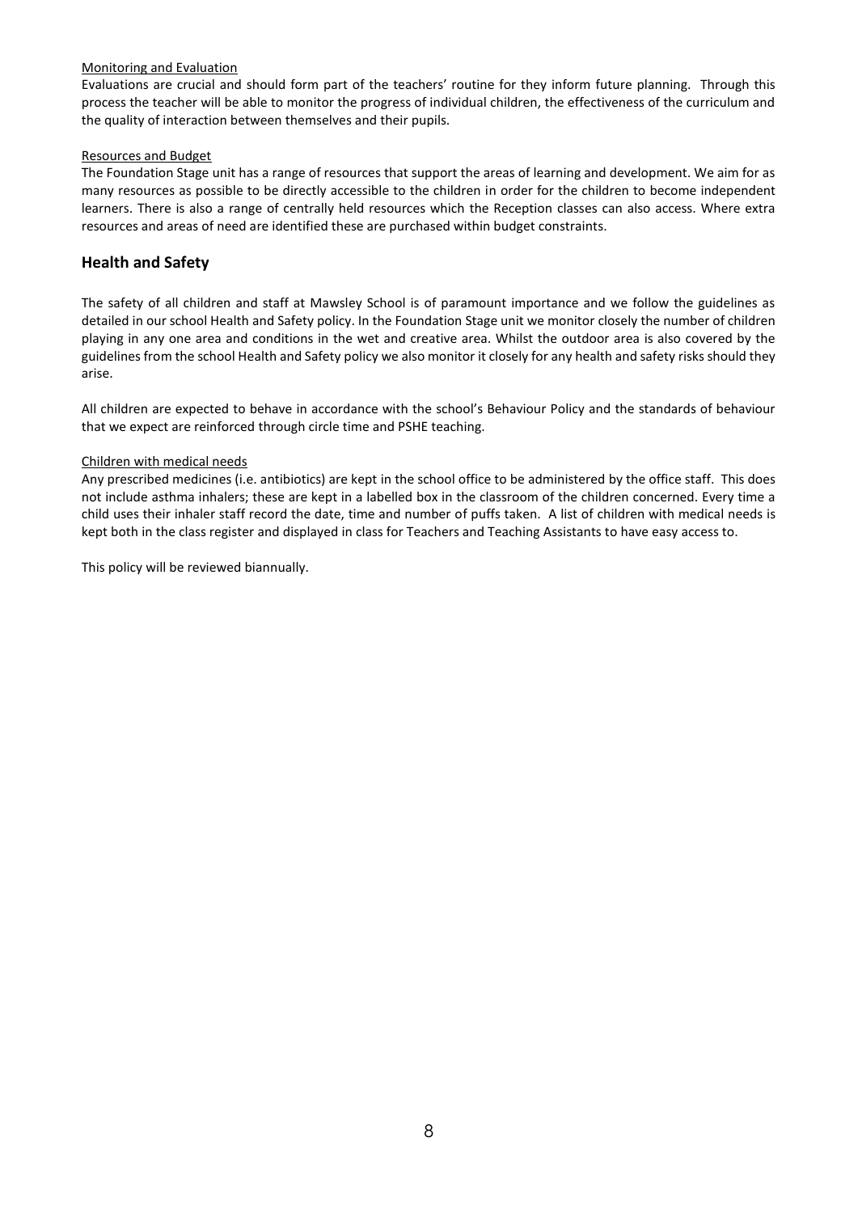Monitoring and Evaluation

Evaluations are crucial and should form part of the teachers' routine for they inform future planning. Through this process the teacher will be able to monitor the progress of individual children, the effectiveness of the curriculum and the quality of interaction between themselves and their pupils.

Resources and Budget

The Foundation Stage unit has a range of resources that support the areas of learning and development. We aim for as many resources as possible to be directly accessible to the children in order for the children to become independent learners. There is also a range of centrally held resources which the Reception classes can also access. Where extra resources and areas of need are identified these are purchased within budget constraints.

## Health and Safety

The safety of all children and staff at Mawsley School is of paramount importance and we follow the guidelines as detailed in our school Health and Safety policy. In the Foundation Stage unit we monitor closely the number of children playing in any one area and conditions in the wet and creative area. Whilst the outdoor area is also covered by the guidelines from the school Health and Safety policy we also monitor it closely for any health and safety risks should they arise.

All children are expected to behave in accordance with the school's Behaviour Policy and the standards of behaviour that we expect are reinforced through circle time and PSHE teaching.

Children with medical needs

Any prescribed medicines (i.e. antibiotics) are kept in the school office to be administered by the office staff. This does not include asthma inhalers; these are kept in a labelled box in the classroom of the children concerned. Every time a child uses their inhaler staff record the date, time and number of puffs taken. A list of children with medical needs is kept both in the class register and displayed in class for Teachers and Teaching Assistants to have easy access to.

This policy will be reviewed biannually.